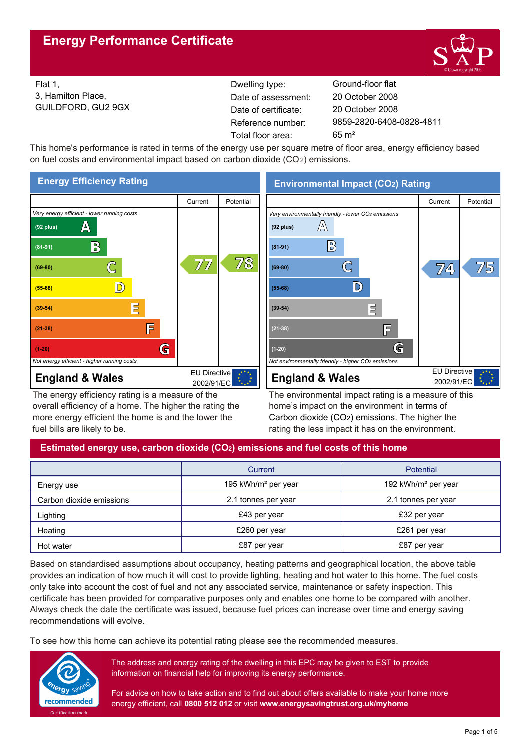# Energy Performance Certificate

Flat 1,
3, Hamilton Place,
GUILDFORD, GU2 9GX

| | |
|---|---|
| Dwelling type: | Ground-floor flat |
| Date of assessment: | 20 October 2008 |
| Date of certificate: | 20 October 2008 |
| Reference number: | 9859-2820-6408-0828-4811 |
| Total floor area: | 65 m² |

This home's performance is rated in terms of the energy use per square metre of floor area, energy efficiency based on fuel costs and environmental impact based on carbon dioxide ($CO_2$) emissions.

## Energy Efficiency Rating

| | Current | Potential |
|---|---|---|
| *Very energy efficient - lower running costs* | | |
| (92 plus) A | | |
| (81-91) B | | |
| (69-80) C | 77 | 78 |
| (55-68) D | | |
| (39-54) E | | |
| (21-38) F | | |
| (1-20) G | | |
| *Not energy efficient - higher running costs* | | |

**England & Wales** — EU Directive 2002/91/EC

The energy efficiency rating is a measure of the overall efficiency of a home. The higher the rating the more energy efficient the home is and the lower the fuel bills are likely to be.

## Environmental Impact ($CO_2$) Rating

| | Current | Potential |
|---|---|---|
| *Very environmentally friendly - lower $CO_2$ emissions* | | |
| (92 plus) A | | |
| (81-91) B | | |
| (69-80) C | 74 | 75 |
| (55-68) D | | |
| (39-54) E | | |
| (21-38) F | | |
| (1-20) G | | |
| *Not environmentally friendly - higher $CO_2$ emissions* | | |

**England & Wales** — EU Directive 2002/91/EC

The environmental impact rating is a measure of this home's impact on the environment in terms of Carbon dioxide ($CO_2$) emissions. The higher the rating the less impact it has on the environment.

## Estimated energy use, carbon dioxide ($CO_2$) emissions and fuel costs of this home

| | Current | Potential |
|---|---|---|
| Energy use | 195 kWh/m² per year | 192 kWh/m² per year |
| Carbon dioxide emissions | 2.1 tonnes per year | 2.1 tonnes per year |
| Lighting | £43 per year | £32 per year |
| Heating | £260 per year | £261 per year |
| Hot water | £87 per year | £87 per year |

Based on standardised assumptions about occupancy, heating patterns and geographical location, the above table provides an indication of how much it will cost to provide lighting, heating and hot water to this home. The fuel costs only take into account the cost of fuel and not any associated service, maintenance or safety inspection. This certificate has been provided for comparative purposes only and enables one home to be compared with another. Always check the date the certificate was issued, because fuel prices can increase over time and energy saving recommendations will evolve.

To see how this home can achieve its potential rating please see the recommended measures.

The address and energy rating of the dwelling in this EPC may be given to EST to provide information on financial help for improving its energy performance.

For advice on how to take action and to find out about offers available to make your home more energy efficient, call **0800 512 012** or visit **www.energysavingtrust.org.uk/myhome**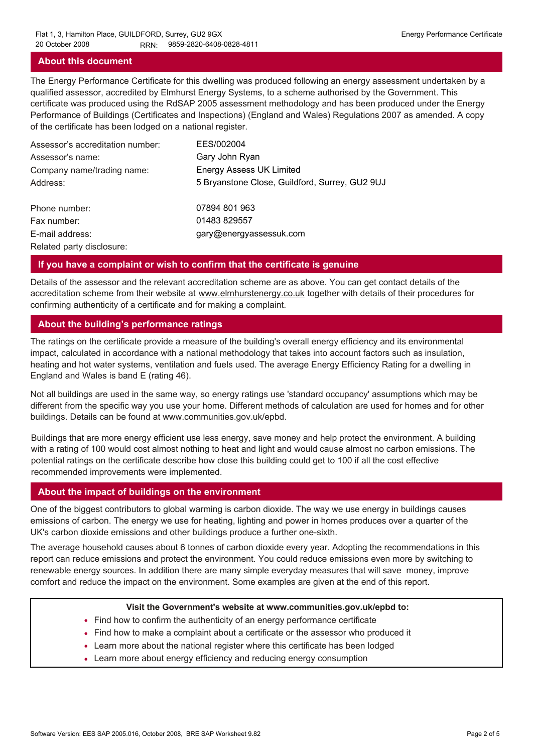## About this document

The Energy Performance Certificate for this dwelling was produced following an energy assessment undertaken by a qualified assessor, accredited by Elmhurst Energy Systems, to a scheme authorised by the Government. This certificate was produced using the RdSAP 2005 assessment methodology and has been produced under the Energy Performance of Buildings (Certificates and Inspections) (England and Wales) Regulations 2007 as amended. A copy of the certificate has been lodged on a national register.

| | |
|---|---|
| Assessor's accreditation number: | EES/002004 |
| Assessor's name: | Gary John Ryan |
| Company name/trading name: | Energy Assess UK Limited |
| Address: | 5 Bryanstone Close, Guildford, Surrey, GU2 9UJ |
| Phone number: | 07894 801 963 |
| Fax number: | 01483 829557 |
| E-mail address: | gary@energyassessuk.com |
| Related party disclosure: | |

## If you have a complaint or wish to confirm that the certificate is genuine

Details of the assessor and the relevant accreditation scheme are as above. You can get contact details of the accreditation scheme from their website at www.elmhurstenergy.co.uk together with details of their procedures for confirming authenticity of a certificate and for making a complaint.

## About the building's performance ratings

The ratings on the certificate provide a measure of the building's overall energy efficiency and its environmental impact, calculated in accordance with a national methodology that takes into account factors such as insulation, heating and hot water systems, ventilation and fuels used. The average Energy Efficiency Rating for a dwelling in England and Wales is band E (rating 46).

Not all buildings are used in the same way, so energy ratings use 'standard occupancy' assumptions which may be different from the specific way you use your home. Different methods of calculation are used for homes and for other buildings. Details can be found at www.communities.gov.uk/epbd.

Buildings that are more energy efficient use less energy, save money and help protect the environment. A building with a rating of 100 would cost almost nothing to heat and light and would cause almost no carbon emissions. The potential ratings on the certificate describe how close this building could get to 100 if all the cost effective recommended improvements were implemented.

## About the impact of buildings on the environment

One of the biggest contributors to global warming is carbon dioxide. The way we use energy in buildings causes emissions of carbon. The energy we use for heating, lighting and power in homes produces over a quarter of the UK's carbon dioxide emissions and other buildings produce a further one-sixth.

The average household causes about 6 tonnes of carbon dioxide every year. Adopting the recommendations in this report can reduce emissions and protect the environment. You could reduce emissions even more by switching to renewable energy sources. In addition there are many simple everyday measures that will save money, improve comfort and reduce the impact on the environment. Some examples are given at the end of this report.

**Visit the Government's website at www.communities.gov.uk/epbd to:**

- Find how to confirm the authenticity of an energy performance certificate
- Find how to make a complaint about a certificate or the assessor who produced it
- Learn more about the national register where this certificate has been lodged
- Learn more about energy efficiency and reducing energy consumption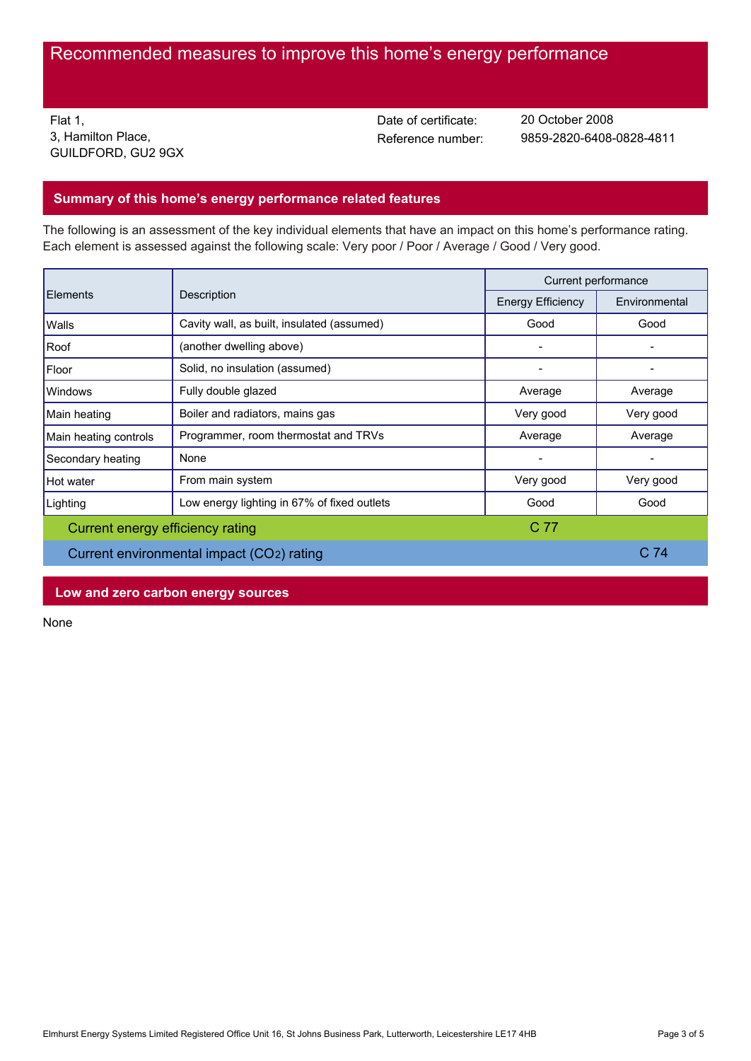# Recommended measures to improve this home's energy performance

Flat 1,
3, Hamilton Place,
GUILDFORD, GU2 9GX

Date of certificate: 20 October 2008
Reference number: 9859-2820-6408-0828-4811

## Summary of this home's energy performance related features

The following is an assessment of the key individual elements that have an impact on this home's performance rating. Each element is assessed against the following scale: Very poor / Poor / Average / Good / Very good.

| Elements | Description | Current performance | |
|---|---|---|---|
| | | Energy Efficiency | Environmental |
| Walls | Cavity wall, as built, insulated (assumed) | Good | Good |
| Roof | (another dwelling above) | - | - |
| Floor | Solid, no insulation (assumed) | - | - |
| Windows | Fully double glazed | Average | Average |
| Main heating | Boiler and radiators, mains gas | Very good | Very good |
| Main heating controls | Programmer, room thermostat and TRVs | Average | Average |
| Secondary heating | None | - | - |
| Hot water | From main system | Very good | Very good |
| Lighting | Low energy lighting in 67% of fixed outlets | Good | Good |
| Current energy efficiency rating | | C 77 | |
| Current environmental impact ($CO_2$) rating | | | C 74 |

## Low and zero carbon energy sources

None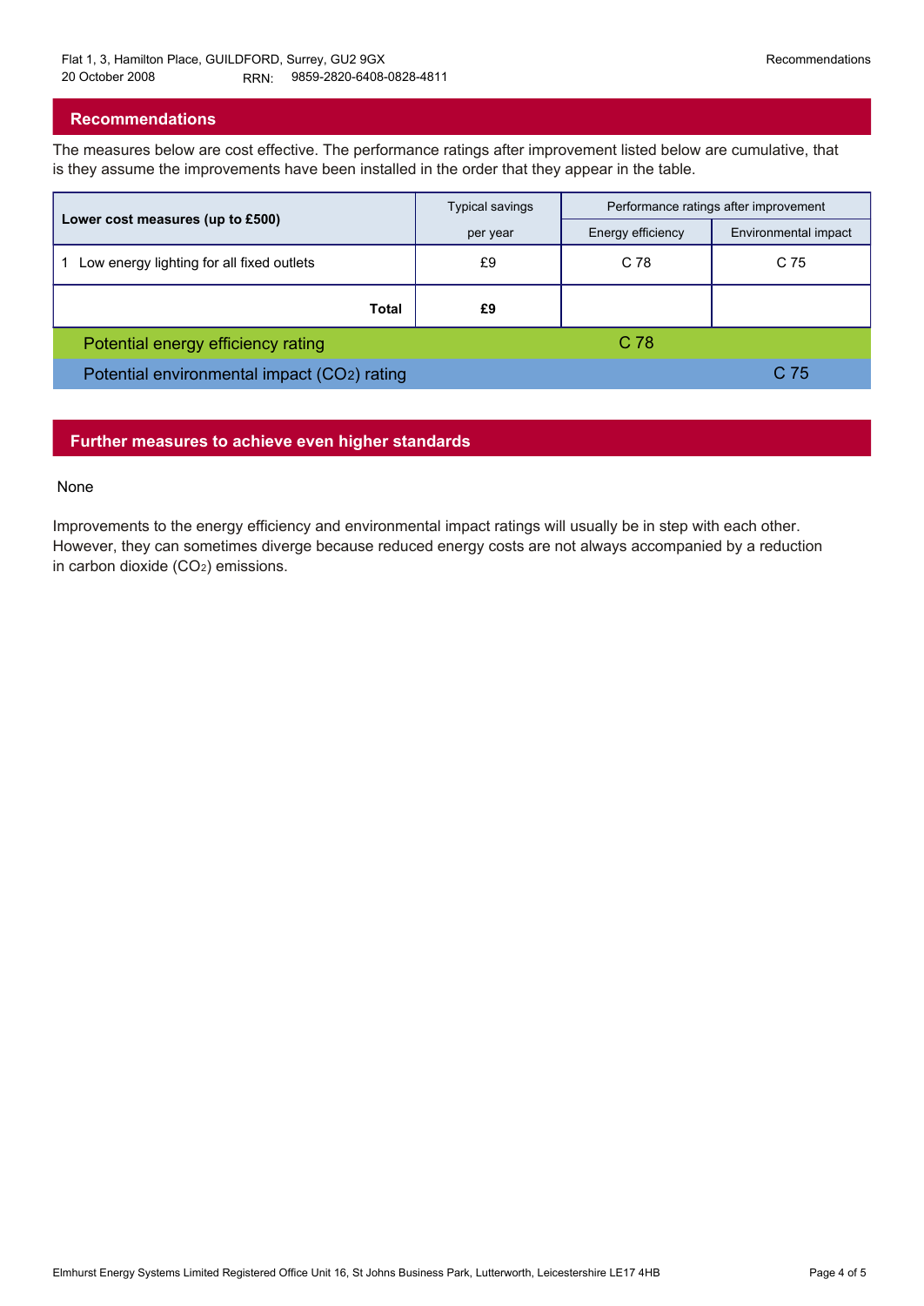Flat 1, 3, Hamilton Place, GUILDFORD, Surrey, GU2 9GX
20 October 2008 RRN: 9859-2820-6408-0828-4811

## Recommendations

The measures below are cost effective. The performance ratings after improvement listed below are cumulative, that is they assume the improvements have been installed in the order that they appear in the table.

| Lower cost measures (up to £500) | Typical savings per year | Performance ratings after improvement | |
|---|---|---|---|
| | | Energy efficiency | Environmental impact |
| 1 Low energy lighting for all fixed outlets | £9 | C 78 | C 75 |
| **Total** | **£9** | | |
| Potential energy efficiency rating | | C 78 | |
| Potential environmental impact ($CO_2$) rating | | | C 75 |

## Further measures to achieve even higher standards

None

Improvements to the energy efficiency and environmental impact ratings will usually be in step with each other. However, they can sometimes diverge because reduced energy costs are not always accompanied by a reduction in carbon dioxide ($CO_2$) emissions.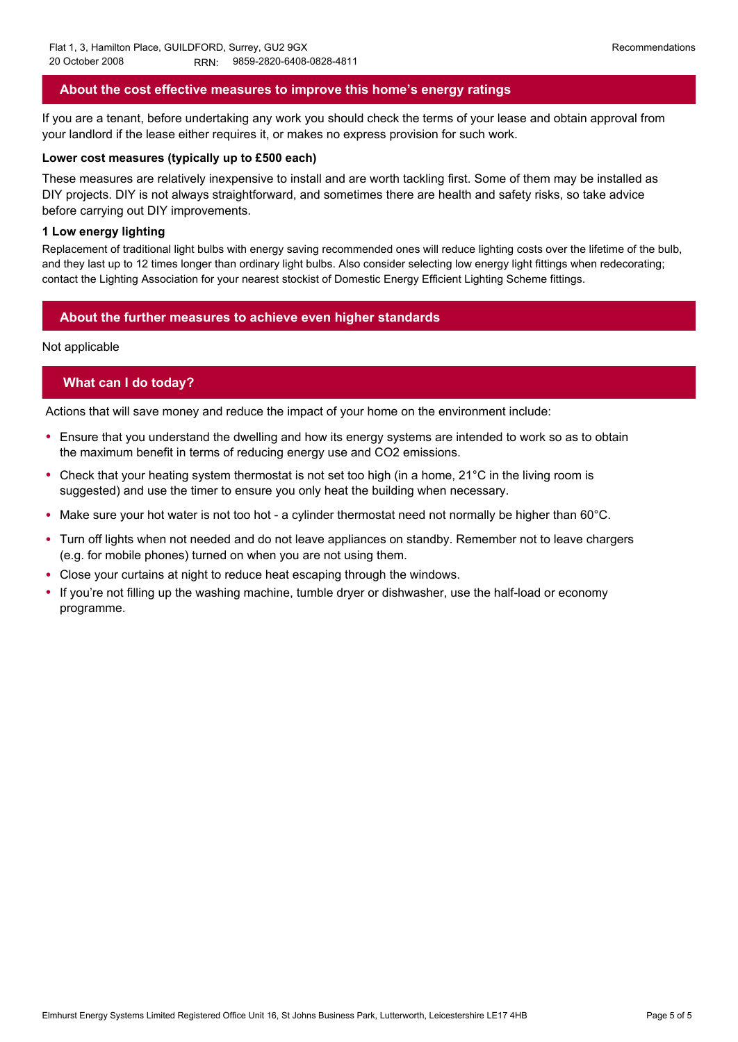## About the cost effective measures to improve this home's energy ratings

If you are a tenant, before undertaking any work you should check the terms of your lease and obtain approval from your landlord if the lease either requires it, or makes no express provision for such work.

**Lower cost measures (typically up to £500 each)**

These measures are relatively inexpensive to install and are worth tackling first. Some of them may be installed as DIY projects. DIY is not always straightforward, and sometimes there are health and safety risks, so take advice before carrying out DIY improvements.

**1 Low energy lighting**

Replacement of traditional light bulbs with energy saving recommended ones will reduce lighting costs over the lifetime of the bulb, and they last up to 12 times longer than ordinary light bulbs. Also consider selecting low energy light fittings when redecorating; contact the Lighting Association for your nearest stockist of Domestic Energy Efficient Lighting Scheme fittings.

## About the further measures to achieve even higher standards

Not applicable

## What can I do today?

Actions that will save money and reduce the impact of your home on the environment include:

- Ensure that you understand the dwelling and how its energy systems are intended to work so as to obtain the maximum benefit in terms of reducing energy use and $CO_2$ emissions.
- Check that your heating system thermostat is not set too high (in a home, 21°C in the living room is suggested) and use the timer to ensure you only heat the building when necessary.
- Make sure your hot water is not too hot - a cylinder thermostat need not normally be higher than 60°C.
- Turn off lights when not needed and do not leave appliances on standby. Remember not to leave chargers (e.g. for mobile phones) turned on when you are not using them.
- Close your curtains at night to reduce heat escaping through the windows.
- If you're not filling up the washing machine, tumble dryer or dishwasher, use the half-load or economy programme.